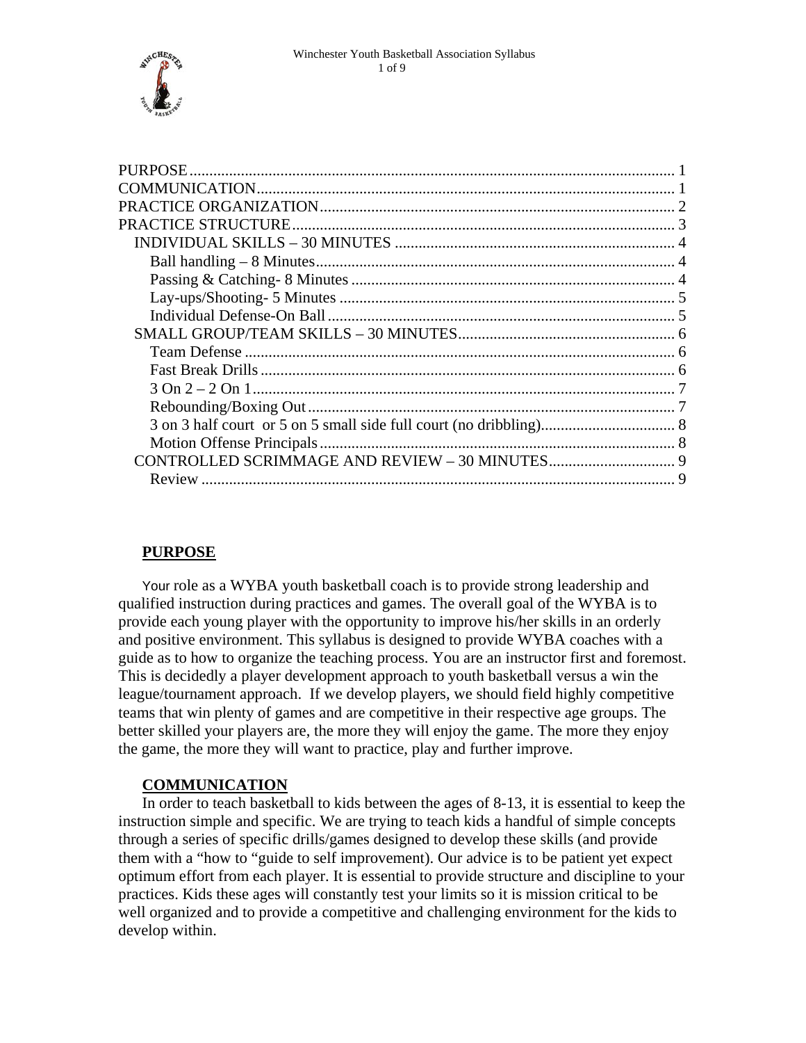PURPOSE ........................................................................................................... 1
COMMUNICATION ............................................................................................. 1
PRACTICE ORGANIZATION ............................................................................ 2
PRACTICE STRUCTURE .................................................................................. 3
  INDIVIDUAL SKILLS – 30 MINUTES ........................................................... 4
    Ball handling – 8 Minutes .......................................................................... 4
    Passing & Catching- 8 Minutes ................................................................. 4
    Lay-ups/Shooting- 5 Minutes .................................................................... 5
    Individual Defense-On Ball ....................................................................... 5
  SMALL GROUP/TEAM SKILLS – 30 MINUTES ........................................... 6
    Team Defense ............................................................................................ 6
    Fast Break Drills ........................................................................................ 6
    3 On 2 – 2 On 1 .......................................................................................... 7
    Rebounding/Boxing Out ............................................................................ 7
    3 on 3 half court  or 5 on 5 small side full court (no dribbling) ................. 8
    Motion Offense Principals .......................................................................... 8
  CONTROLLED SCRIMMAGE AND REVIEW – 30 MINUTES ...................... 9
    Review ....................................................................................................... 9

## PURPOSE

Your role as a WYBA youth basketball coach is to provide strong leadership and qualified instruction during practices and games. The overall goal of the WYBA is to provide each young player with the opportunity to improve his/her skills in an orderly and positive environment. This syllabus is designed to provide WYBA coaches with a guide as to how to organize the teaching process. You are an instructor first and foremost. This is decidedly a player development approach to youth basketball versus a win the league/tournament approach.  If we develop players, we should field highly competitive teams that win plenty of games and are competitive in their respective age groups. The better skilled your players are, the more they will enjoy the game. The more they enjoy the game, the more they will want to practice, play and further improve.

## COMMUNICATION

In order to teach basketball to kids between the ages of 8-13, it is essential to keep the instruction simple and specific. We are trying to teach kids a handful of simple concepts through a series of specific drills/games designed to develop these skills (and provide them with a "how to "guide to self improvement). Our advice is to be patient yet expect optimum effort from each player. It is essential to provide structure and discipline to your practices. Kids these ages will constantly test your limits so it is mission critical to be well organized and to provide a competitive and challenging environment for the kids to develop within.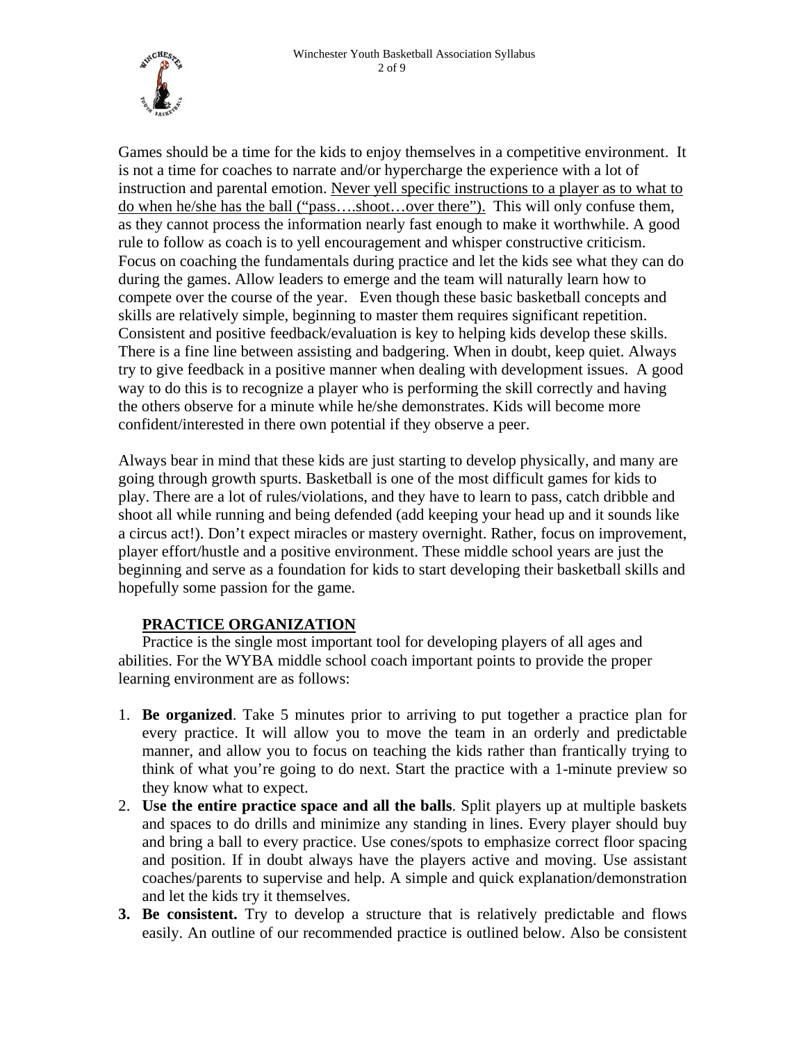Games should be a time for the kids to enjoy themselves in a competitive environment. It is not a time for coaches to narrate and/or hypercharge the experience with a lot of instruction and parental emotion. <u>Never yell specific instructions to a player as to what to do when he/she has the ball ("pass….shoot…over there").</u> This will only confuse them, as they cannot process the information nearly fast enough to make it worthwhile. A good rule to follow as coach is to yell encouragement and whisper constructive criticism. Focus on coaching the fundamentals during practice and let the kids see what they can do during the games. Allow leaders to emerge and the team will naturally learn how to compete over the course of the year. Even though these basic basketball concepts and skills are relatively simple, beginning to master them requires significant repetition. Consistent and positive feedback/evaluation is key to helping kids develop these skills. There is a fine line between assisting and badgering. When in doubt, keep quiet. Always try to give feedback in a positive manner when dealing with development issues. A good way to do this is to recognize a player who is performing the skill correctly and having the others observe for a minute while he/she demonstrates. Kids will become more confident/interested in there own potential if they observe a peer.

Always bear in mind that these kids are just starting to develop physically, and many are going through growth spurts. Basketball is one of the most difficult games for kids to play. There are a lot of rules/violations, and they have to learn to pass, catch dribble and shoot all while running and being defended (add keeping your head up and it sounds like a circus act!). Don't expect miracles or mastery overnight. Rather, focus on improvement, player effort/hustle and a positive environment. These middle school years are just the beginning and serve as a foundation for kids to start developing their basketball skills and hopefully some passion for the game.

## PRACTICE ORGANIZATION

Practice is the single most important tool for developing players of all ages and abilities. For the WYBA middle school coach important points to provide the proper learning environment are as follows:

1. **Be organized**. Take 5 minutes prior to arriving to put together a practice plan for every practice. It will allow you to move the team in an orderly and predictable manner, and allow you to focus on teaching the kids rather than frantically trying to think of what you're going to do next. Start the practice with a 1-minute preview so they know what to expect.
2. **Use the entire practice space and all the balls**. Split players up at multiple baskets and spaces to do drills and minimize any standing in lines. Every player should buy and bring a ball to every practice. Use cones/spots to emphasize correct floor spacing and position. If in doubt always have the players active and moving. Use assistant coaches/parents to supervise and help. A simple and quick explanation/demonstration and let the kids try it themselves.
3. **Be consistent.** Try to develop a structure that is relatively predictable and flows easily. An outline of our recommended practice is outlined below. Also be consistent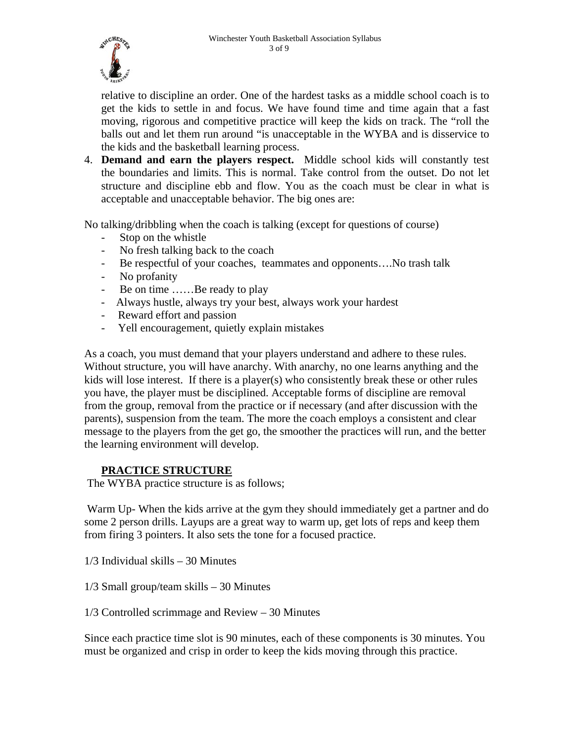relative to discipline an order. One of the hardest tasks as a middle school coach is to get the kids to settle in and focus. We have found time and time again that a fast moving, rigorous and competitive practice will keep the kids on track. The "roll the balls out and let them run around "is unacceptable in the WYBA and is disservice to the kids and the basketball learning process.

4. **Demand and earn the players respect.** Middle school kids will constantly test the boundaries and limits. This is normal. Take control from the outset. Do not let structure and discipline ebb and flow. You as the coach must be clear in what is acceptable and unacceptable behavior. The big ones are:

No talking/dribbling when the coach is talking (except for questions of course)

- Stop on the whistle
- No fresh talking back to the coach
- Be respectful of your coaches, teammates and opponents….No trash talk
- No profanity
- Be on time ……Be ready to play
- Always hustle, always try your best, always work your hardest
- Reward effort and passion
- Yell encouragement, quietly explain mistakes

As a coach, you must demand that your players understand and adhere to these rules. Without structure, you will have anarchy. With anarchy, no one learns anything and the kids will lose interest. If there is a player(s) who consistently break these or other rules you have, the player must be disciplined. Acceptable forms of discipline are removal from the group, removal from the practice or if necessary (and after discussion with the parents), suspension from the team. The more the coach employs a consistent and clear message to the players from the get go, the smoother the practices will run, and the better the learning environment will develop.

## PRACTICE STRUCTURE

The WYBA practice structure is as follows;

Warm Up- When the kids arrive at the gym they should immediately get a partner and do some 2 person drills. Layups are a great way to warm up, get lots of reps and keep them from firing 3 pointers. It also sets the tone for a focused practice.

1/3 Individual skills – 30 Minutes

1/3 Small group/team skills – 30 Minutes

1/3 Controlled scrimmage and Review – 30 Minutes

Since each practice time slot is 90 minutes, each of these components is 30 minutes. You must be organized and crisp in order to keep the kids moving through this practice.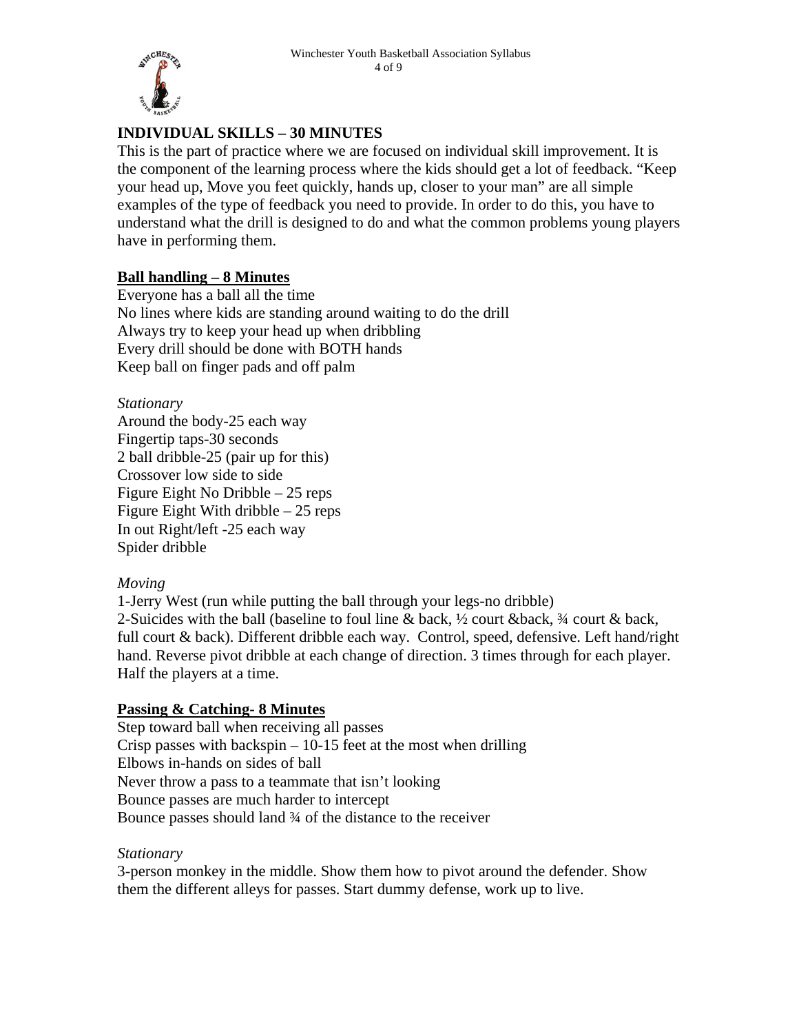## INDIVIDUAL SKILLS – 30 MINUTES

This is the part of practice where we are focused on individual skill improvement. It is the component of the learning process where the kids should get a lot of feedback. "Keep your head up, Move you feet quickly, hands up, closer to your man" are all simple examples of the type of feedback you need to provide. In order to do this, you have to understand what the drill is designed to do and what the common problems young players have in performing them.

### Ball handling – 8 Minutes

Everyone has a ball all the time
No lines where kids are standing around waiting to do the drill
Always try to keep your head up when dribbling
Every drill should be done with BOTH hands
Keep ball on finger pads and off palm

*Stationary*

Around the body-25 each way
Fingertip taps-30 seconds
2 ball dribble-25 (pair up for this)
Crossover low side to side
Figure Eight No Dribble – 25 reps
Figure Eight With dribble – 25 reps
In out Right/left -25 each way
Spider dribble

*Moving*

1-Jerry West (run while putting the ball through your legs-no dribble)
2-Suicides with the ball (baseline to foul line & back, ½ court &back, ¾ court & back, full court & back). Different dribble each way. Control, speed, defensive. Left hand/right hand. Reverse pivot dribble at each change of direction. 3 times through for each player. Half the players at a time.

### Passing & Catching- 8 Minutes

Step toward ball when receiving all passes
Crisp passes with backspin – 10-15 feet at the most when drilling
Elbows in-hands on sides of ball
Never throw a pass to a teammate that isn't looking
Bounce passes are much harder to intercept
Bounce passes should land ¾ of the distance to the receiver

*Stationary*

3-person monkey in the middle. Show them how to pivot around the defender. Show them the different alleys for passes. Start dummy defense, work up to live.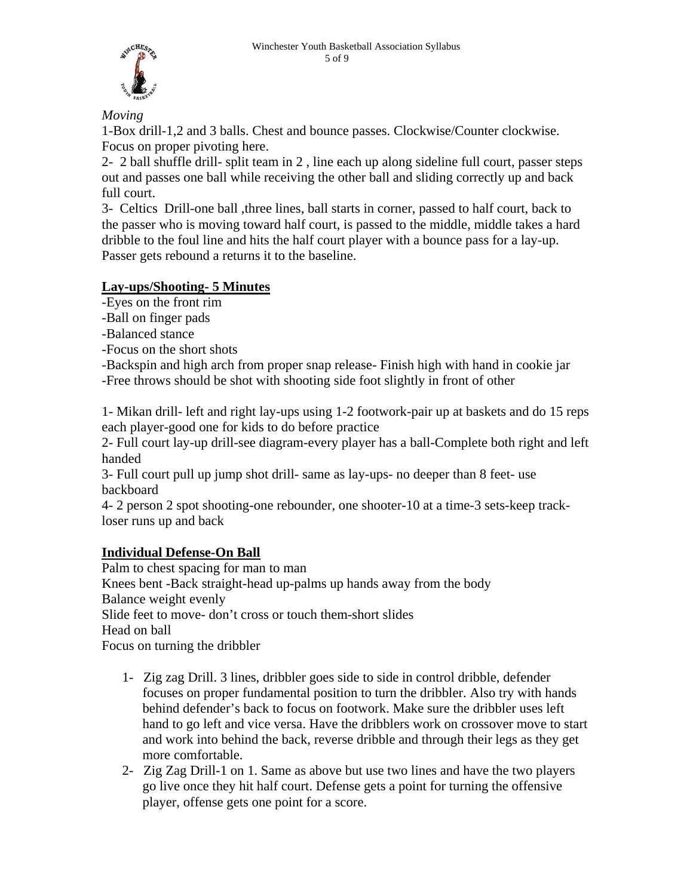*Moving*

1-Box drill-1,2 and 3 balls. Chest and bounce passes. Clockwise/Counter clockwise. Focus on proper pivoting here.

2- 2 ball shuffle drill- split team in 2 , line each up along sideline full court, passer steps out and passes one ball while receiving the other ball and sliding correctly up and back full court.

3- Celtics Drill-one ball ,three lines, ball starts in corner, passed to half court, back to the passer who is moving toward half court, is passed to the middle, middle takes a hard dribble to the foul line and hits the half court player with a bounce pass for a lay-up. Passer gets rebound a returns it to the baseline.

**Lay-ups/Shooting- 5 Minutes**

-Eyes on the front rim
-Ball on finger pads
-Balanced stance
-Focus on the short shots
-Backspin and high arch from proper snap release- Finish high with hand in cookie jar
-Free throws should be shot with shooting side foot slightly in front of other

1- Mikan drill- left and right lay-ups using 1-2 footwork-pair up at baskets and do 15 reps each player-good one for kids to do before practice

2- Full court lay-up drill-see diagram-every player has a ball-Complete both right and left handed

3- Full court pull up jump shot drill- same as lay-ups- no deeper than 8 feet- use backboard

4- 2 person 2 spot shooting-one rebounder, one shooter-10 at a time-3 sets-keep track-loser runs up and back

**Individual Defense-On Ball**

Palm to chest spacing for man to man
Knees bent -Back straight-head up-palms up hands away from the body
Balance weight evenly
Slide feet to move- don't cross or touch them-short slides
Head on ball
Focus on turning the dribbler

1- Zig zag Drill. 3 lines, dribbler goes side to side in control dribble, defender focuses on proper fundamental position to turn the dribbler. Also try with hands behind defender's back to focus on footwork. Make sure the dribbler uses left hand to go left and vice versa. Have the dribblers work on crossover move to start and work into behind the back, reverse dribble and through their legs as they get more comfortable.
2- Zig Zag Drill-1 on 1. Same as above but use two lines and have the two players go live once they hit half court. Defense gets a point for turning the offensive player, offense gets one point for a score.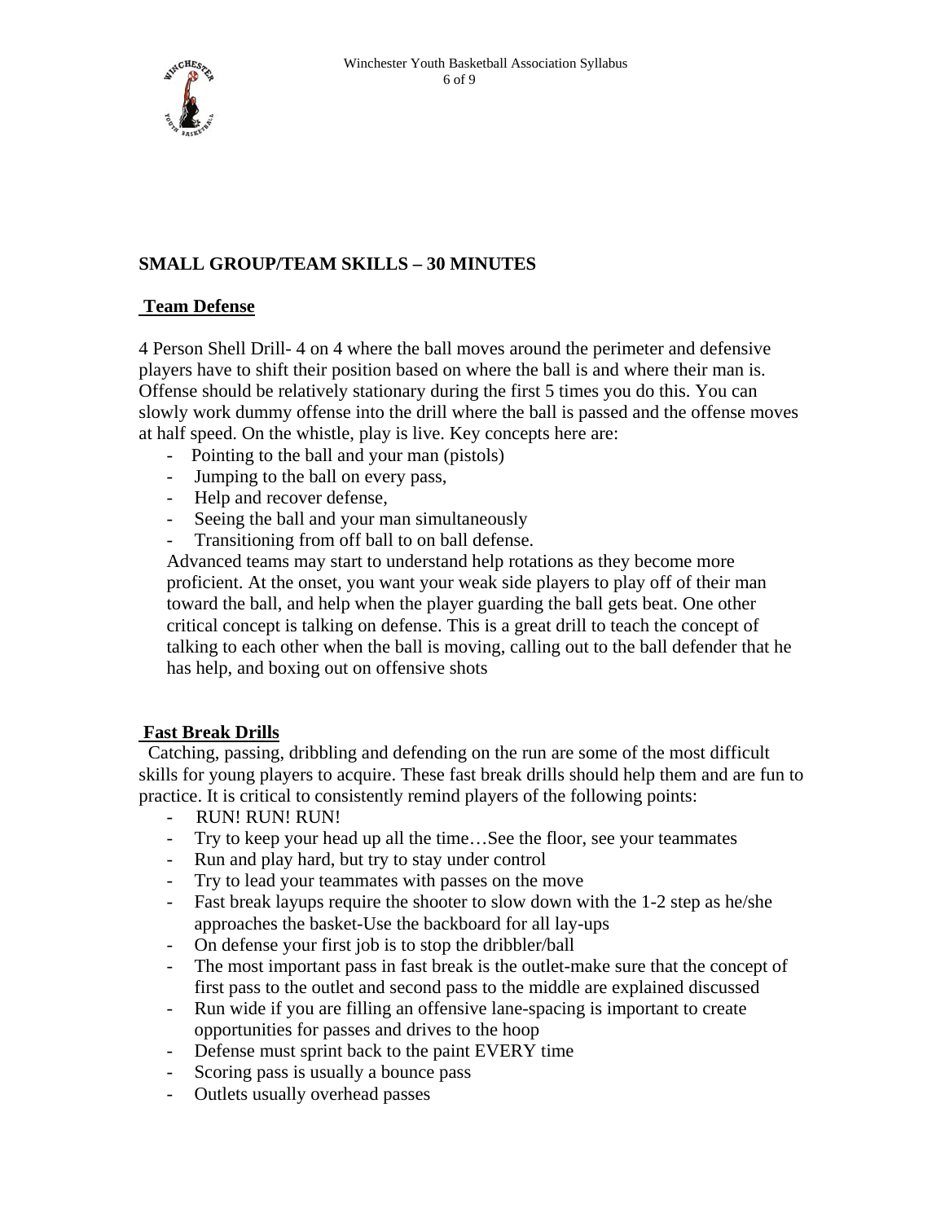## SMALL GROUP/TEAM SKILLS – 30 MINUTES

### Team Defense

4 Person Shell Drill- 4 on 4 where the ball moves around the perimeter and defensive players have to shift their position based on where the ball is and where their man is. Offense should be relatively stationary during the first 5 times you do this. You can slowly work dummy offense into the drill where the ball is passed and the offense moves at half speed. On the whistle, play is live. Key concepts here are:

- Pointing to the ball and your man (pistols)
- Jumping to the ball on every pass,
- Help and recover defense,
- Seeing the ball and your man simultaneously
- Transitioning from off ball to on ball defense.

Advanced teams may start to understand help rotations as they become more proficient. At the onset, you want your weak side players to play off of their man toward the ball, and help when the player guarding the ball gets beat. One other critical concept is talking on defense. This is a great drill to teach the concept of talking to each other when the ball is moving, calling out to the ball defender that he has help, and boxing out on offensive shots

### Fast Break Drills

Catching, passing, dribbling and defending on the run are some of the most difficult skills for young players to acquire. These fast break drills should help them and are fun to practice. It is critical to consistently remind players of the following points:

- RUN! RUN! RUN!
- Try to keep your head up all the time…See the floor, see your teammates
- Run and play hard, but try to stay under control
- Try to lead your teammates with passes on the move
- Fast break layups require the shooter to slow down with the 1-2 step as he/she approaches the basket-Use the backboard for all lay-ups
- On defense your first job is to stop the dribbler/ball
- The most important pass in fast break is the outlet-make sure that the concept of first pass to the outlet and second pass to the middle are explained discussed
- Run wide if you are filling an offensive lane-spacing is important to create opportunities for passes and drives to the hoop
- Defense must sprint back to the paint EVERY time
- Scoring pass is usually a bounce pass
- Outlets usually overhead passes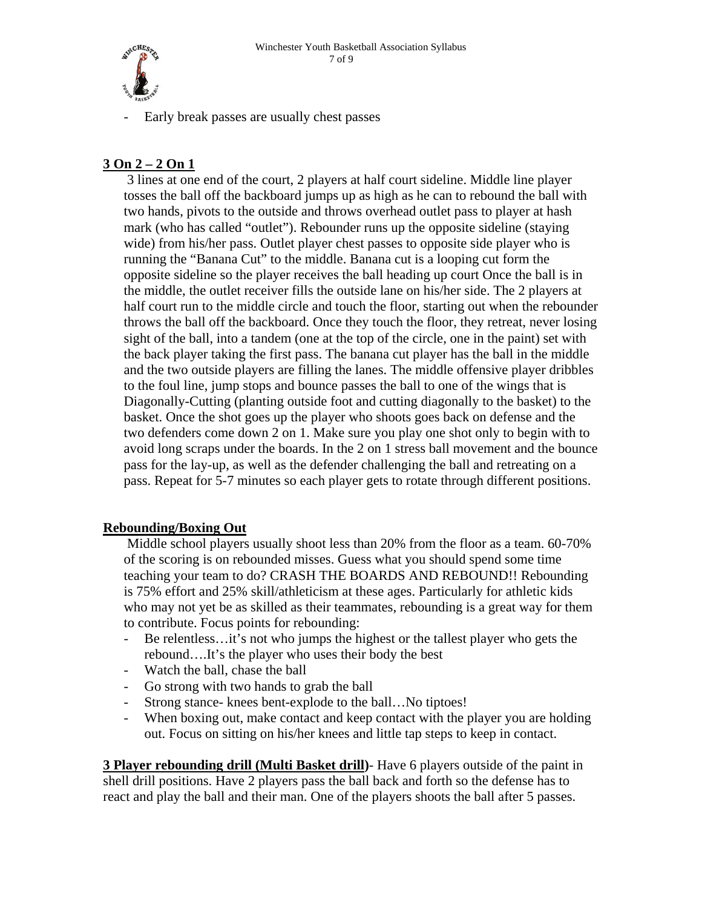- Early break passes are usually chest passes

**3 On 2 – 2 On 1**

3 lines at one end of the court, 2 players at half court sideline. Middle line player tosses the ball off the backboard jumps up as high as he can to rebound the ball with two hands, pivots to the outside and throws overhead outlet pass to player at hash mark (who has called "outlet"). Rebounder runs up the opposite sideline (staying wide) from his/her pass. Outlet player chest passes to opposite side player who is running the "Banana Cut" to the middle. Banana cut is a looping cut form the opposite sideline so the player receives the ball heading up court Once the ball is in the middle, the outlet receiver fills the outside lane on his/her side. The 2 players at half court run to the middle circle and touch the floor, starting out when the rebounder throws the ball off the backboard. Once they touch the floor, they retreat, never losing sight of the ball, into a tandem (one at the top of the circle, one in the paint) set with the back player taking the first pass. The banana cut player has the ball in the middle and the two outside players are filling the lanes. The middle offensive player dribbles to the foul line, jump stops and bounce passes the ball to one of the wings that is Diagonally-Cutting (planting outside foot and cutting diagonally to the basket) to the basket. Once the shot goes up the player who shoots goes back on defense and the two defenders come down 2 on 1. Make sure you play one shot only to begin with to avoid long scraps under the boards. In the 2 on 1 stress ball movement and the bounce pass for the lay-up, as well as the defender challenging the ball and retreating on a pass. Repeat for 5-7 minutes so each player gets to rotate through different positions.

**Rebounding/Boxing Out**

Middle school players usually shoot less than 20% from the floor as a team. 60-70% of the scoring is on rebounded misses. Guess what you should spend some time teaching your team to do? CRASH THE BOARDS AND REBOUND!! Rebounding is 75% effort and 25% skill/athleticism at these ages. Particularly for athletic kids who may not yet be as skilled as their teammates, rebounding is a great way for them to contribute. Focus points for rebounding:

- Be relentless…it's not who jumps the highest or the tallest player who gets the rebound….It's the player who uses their body the best
- Watch the ball, chase the ball
- Go strong with two hands to grab the ball
- Strong stance- knees bent-explode to the ball…No tiptoes!
- When boxing out, make contact and keep contact with the player you are holding out. Focus on sitting on his/her knees and little tap steps to keep in contact.

**3 Player rebounding drill (Multi Basket drill)**- Have 6 players outside of the paint in shell drill positions. Have 2 players pass the ball back and forth so the defense has to react and play the ball and their man. One of the players shoots the ball after 5 passes.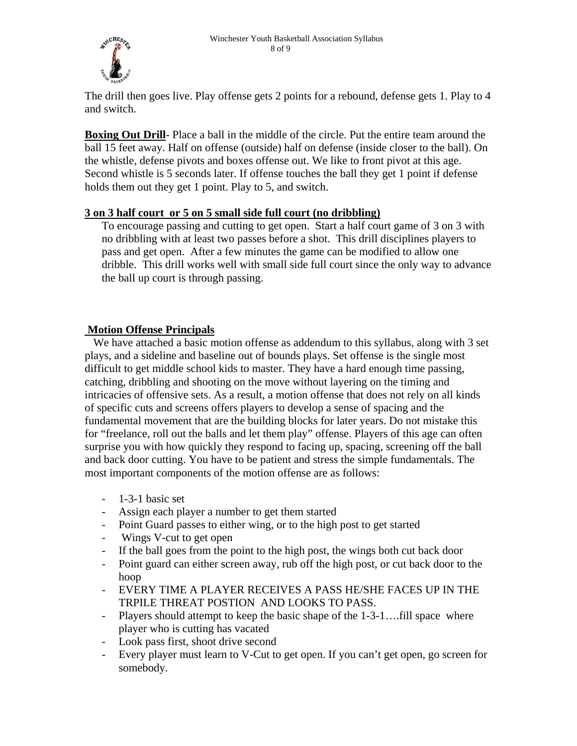The drill then goes live. Play offense gets 2 points for a rebound, defense gets 1. Play to 4 and switch.

**Boxing Out Drill**- Place a ball in the middle of the circle. Put the entire team around the ball 15 feet away. Half on offense (outside) half on defense (inside closer to the ball). On the whistle, defense pivots and boxes offense out. We like to front pivot at this age. Second whistle is 5 seconds later. If offense touches the ball they get 1 point if defense holds them out they get 1 point. Play to 5, and switch.

**3 on 3 half court or 5 on 5 small side full court (no dribbling)**

To encourage passing and cutting to get open. Start a half court game of 3 on 3 with no dribbling with at least two passes before a shot. This drill disciplines players to pass and get open. After a few minutes the game can be modified to allow one dribble. This drill works well with small side full court since the only way to advance the ball up court is through passing.

**Motion Offense Principals**

We have attached a basic motion offense as addendum to this syllabus, along with 3 set plays, and a sideline and baseline out of bounds plays. Set offense is the single most difficult to get middle school kids to master. They have a hard enough time passing, catching, dribbling and shooting on the move without layering on the timing and intricacies of offensive sets. As a result, a motion offense that does not rely on all kinds of specific cuts and screens offers players to develop a sense of spacing and the fundamental movement that are the building blocks for later years. Do not mistake this for "freelance, roll out the balls and let them play" offense. Players of this age can often surprise you with how quickly they respond to facing up, spacing, screening off the ball and back door cutting. You have to be patient and stress the simple fundamentals. The most important components of the motion offense are as follows:

- 1-3-1 basic set
- Assign each player a number to get them started
- Point Guard passes to either wing, or to the high post to get started
- Wings V-cut to get open
- If the ball goes from the point to the high post, the wings both cut back door
- Point guard can either screen away, rub off the high post, or cut back door to the hoop
- EVERY TIME A PLAYER RECEIVES A PASS HE/SHE FACES UP IN THE TRPILE THREAT POSTION AND LOOKS TO PASS.
- Players should attempt to keep the basic shape of the 1-3-1….fill space where player who is cutting has vacated
- Look pass first, shoot drive second
- Every player must learn to V-Cut to get open. If you can't get open, go screen for somebody.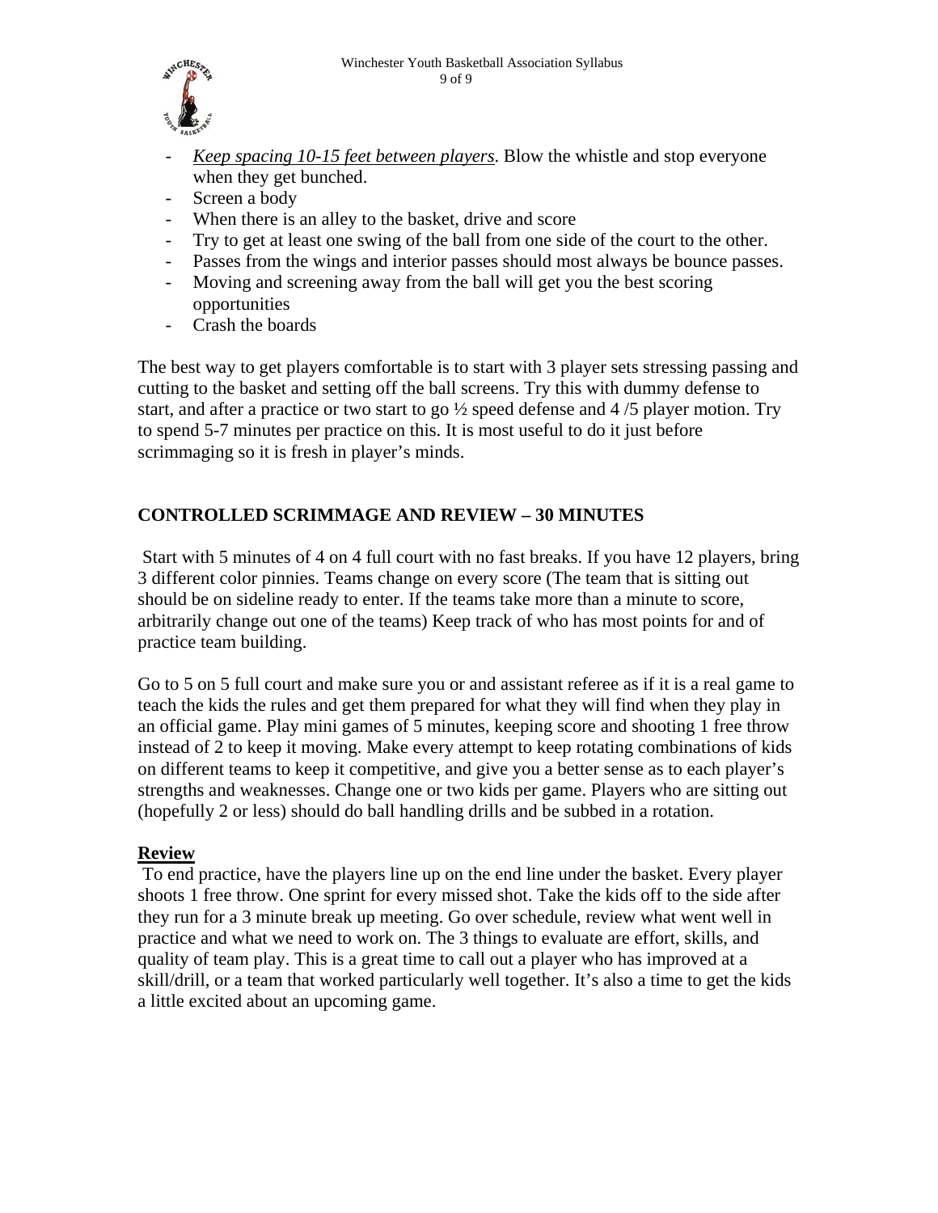- *Keep spacing 10-15 feet between players*. Blow the whistle and stop everyone when they get bunched.
- Screen a body
- When there is an alley to the basket, drive and score
- Try to get at least one swing of the ball from one side of the court to the other.
- Passes from the wings and interior passes should most always be bounce passes.
- Moving and screening away from the ball will get you the best scoring opportunities
- Crash the boards

The best way to get players comfortable is to start with 3 player sets stressing passing and cutting to the basket and setting off the ball screens. Try this with dummy defense to start, and after a practice or two start to go ½ speed defense and 4 /5 player motion. Try to spend 5-7 minutes per practice on this. It is most useful to do it just before scrimmaging so it is fresh in player's minds.

## CONTROLLED SCRIMMAGE AND REVIEW – 30 MINUTES

Start with 5 minutes of 4 on 4 full court with no fast breaks. If you have 12 players, bring 3 different color pinnies. Teams change on every score (The team that is sitting out should be on sideline ready to enter. If the teams take more than a minute to score, arbitrarily change out one of the teams) Keep track of who has most points for and of practice team building.

Go to 5 on 5 full court and make sure you or and assistant referee as if it is a real game to teach the kids the rules and get them prepared for what they will find when they play in an official game. Play mini games of 5 minutes, keeping score and shooting 1 free throw instead of 2 to keep it moving. Make every attempt to keep rotating combinations of kids on different teams to keep it competitive, and give you a better sense as to each player's strengths and weaknesses. Change one or two kids per game. Players who are sitting out (hopefully 2 or less) should do ball handling drills and be subbed in a rotation.

### Review

To end practice, have the players line up on the end line under the basket. Every player shoots 1 free throw. One sprint for every missed shot. Take the kids off to the side after they run for a 3 minute break up meeting. Go over schedule, review what went well in practice and what we need to work on. The 3 things to evaluate are effort, skills, and quality of team play. This is a great time to call out a player who has improved at a skill/drill, or a team that worked particularly well together. It's also a time to get the kids a little excited about an upcoming game.